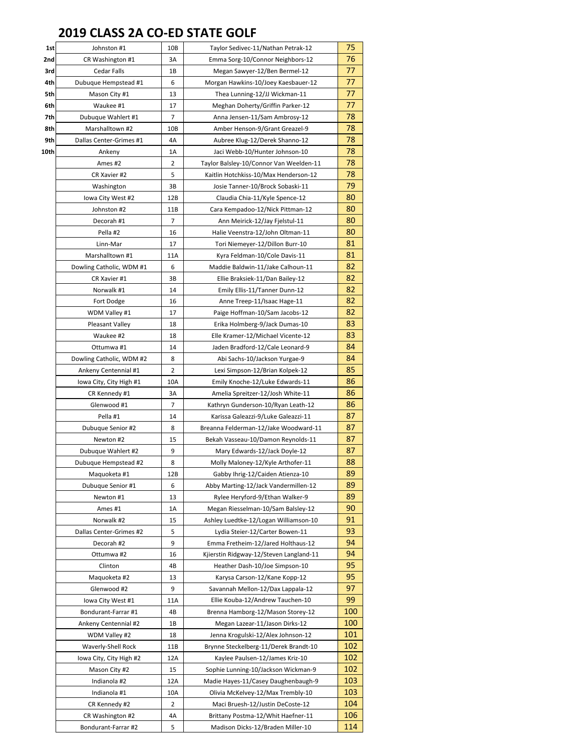# 2019 CLASS 2A CO-ED STATE GOLF

| | | | | |
|---|---|---|---|---|
| 1st | Johnston #1 | 10B | Taylor Sedivec-11/Nathan Petrak-12 | 75 |
| 2nd | CR Washington #1 | 3A | Emma Sorg-10/Connor Neighbors-12 | 76 |
| 3rd | Cedar Falls | 1B | Megan Sawyer-12/Ben Bermel-12 | 77 |
| 4th | Dubuque Hempstead #1 | 6 | Morgan Hawkins-10/Joey Kaesbauer-12 | 77 |
| 5th | Mason City #1 | 13 | Thea Lunning-12/JJ Wickman-11 | 77 |
| 6th | Waukee #1 | 17 | Meghan Doherty/Griffin Parker-12 | 77 |
| 7th | Dubuque Wahlert #1 | 7 | Anna Jensen-11/Sam Ambrosy-12 | 78 |
| 8th | Marshalltown #2 | 10B | Amber Henson-9/Grant Greazel-9 | 78 |
| 9th | Dallas Center-Grimes #1 | 4A | Aubree Klug-12/Derek Shanno-12 | 78 |
| 10th | Ankeny | 1A | Jaci Webb-10/Hunter Johnson-10 | 78 |
| | Ames #2 | 2 | Taylor Balsley-10/Connor Van Weelden-11 | 78 |
| | CR Xavier #2 | 5 | Kaitlin Hotchkiss-10/Max Henderson-12 | 78 |
| | Washington | 3B | Josie Tanner-10/Brock Sobaski-11 | 79 |
| | Iowa City West #2 | 12B | Claudia Chia-11/Kyle Spence-12 | 80 |
| | Johnston #2 | 11B | Cara Kempadoo-12/Nick Pittman-12 | 80 |
| | Decorah #1 | 7 | Ann Meirick-12/Jay Fjelstul-11 | 80 |
| | Pella #2 | 16 | Halie Veenstra-12/John Oltman-11 | 80 |
| | Linn-Mar | 17 | Tori Niemeyer-12/Dillon Burr-10 | 81 |
| | Marshalltown #1 | 11A | Kyra Feldman-10/Cole Davis-11 | 81 |
| | Dowling Catholic, WDM #1 | 6 | Maddie Baldwin-11/Jake Calhoun-11 | 82 |
| | CR Xavier #1 | 3B | Ellie Braksiek-11/Dan Bailey-12 | 82 |
| | Norwalk #1 | 14 | Emily Ellis-11/Tanner Dunn-12 | 82 |
| | Fort Dodge | 16 | Anne Treep-11/Isaac Hage-11 | 82 |
| | WDM Valley #1 | 17 | Paige Hoffman-10/Sam Jacobs-12 | 82 |
| | Pleasant Valley | 18 | Erika Holmberg-9/Jack Dumas-10 | 83 |
| | Waukee #2 | 18 | Elle Kramer-12/Michael Vicente-12 | 83 |
| | Ottumwa #1 | 14 | Jaden Bradford-12/Cale Leonard-9 | 84 |
| | Dowling Catholic, WDM #2 | 8 | Abi Sachs-10/Jackson Yurgae-9 | 84 |
| | Ankeny Centennial #1 | 2 | Lexi Simpson-12/Brian Kolpek-12 | 85 |
| | Iowa City, City High #1 | 10A | Emily Knoche-12/Luke Edwards-11 | 86 |
| | CR Kennedy #1 | 3A | Amelia Spreitzer-12/Josh White-11 | 86 |
| | Glenwood #1 | 7 | Kathryn Gunderson-10/Ryan Leath-12 | 86 |
| | Pella #1 | 14 | Karissa Galeazzi-9/Luke Galeazzi-11 | 87 |
| | Dubuque Senior #2 | 8 | Breanna Felderman-12/Jake Woodward-11 | 87 |
| | Newton #2 | 15 | Bekah Vasseau-10/Damon Reynolds-11 | 87 |
| | Dubuque Wahlert #2 | 9 | Mary Edwards-12/Jack Doyle-12 | 87 |
| | Dubuque Hempstead #2 | 8 | Molly Maloney-12/Kyle Arthofer-11 | 88 |
| | Maquoketa #1 | 12B | Gabby Ihrig-12/Caiden Atienza-10 | 89 |
| | Dubuque Senior #1 | 6 | Abby Marting-12/Jack Vandermillen-12 | 89 |
| | Newton #1 | 13 | Rylee Heryford-9/Ethan Walker-9 | 89 |
| | Ames #1 | 1A | Megan Riesselman-10/Sam Balsley-12 | 90 |
| | Norwalk #2 | 15 | Ashley Luedtke-12/Logan Williamson-10 | 91 |
| | Dallas Center-Grimes #2 | 5 | Lydia Steier-12/Carter Bowen-11 | 93 |
| | Decorah #2 | 9 | Emma Fretheim-12/Jared Holthaus-12 | 94 |
| | Ottumwa #2 | 16 | Kjierstin Ridgway-12/Steven Langland-11 | 94 |
| | Clinton | 4B | Heather Dash-10/Joe Simpson-10 | 95 |
| | Maquoketa #2 | 13 | Karysa Carson-12/Kane Kopp-12 | 95 |
| | Glenwood #2 | 9 | Savannah Mellon-12/Dax Lappala-12 | 97 |
| | Iowa City West #1 | 11A | Ellie Kouba-12/Andrew Tauchen-10 | 99 |
| | Bondurant-Farrar #1 | 4B | Brenna Hamborg-12/Mason Storey-12 | 100 |
| | Ankeny Centennial #2 | 1B | Megan Lazear-11/Jason Dirks-12 | 100 |
| | WDM Valley #2 | 18 | Jenna Krogulski-12/Alex Johnson-12 | 101 |
| | Waverly-Shell Rock | 11B | Brynne Steckelberg-11/Derek Brandt-10 | 102 |
| | Iowa City, City High #2 | 12A | Kaylee Paulsen-12/James Kriz-10 | 102 |
| | Mason City #2 | 15 | Sophie Lunning-10/Jackson Wickman-9 | 102 |
| | Indianola #2 | 12A | Madie Hayes-11/Casey Daughenbaugh-9 | 103 |
| | Indianola #1 | 10A | Olivia McKelvey-12/Max Trembly-10 | 103 |
| | CR Kennedy #2 | 2 | Maci Bruesh-12/Justin DeCoste-12 | 104 |
| | CR Washington #2 | 4A | Brittany Postma-12/Whit Haefner-11 | 106 |
| | Bondurant-Farrar #2 | 5 | Madison Dicks-12/Braden Miller-10 | 114 |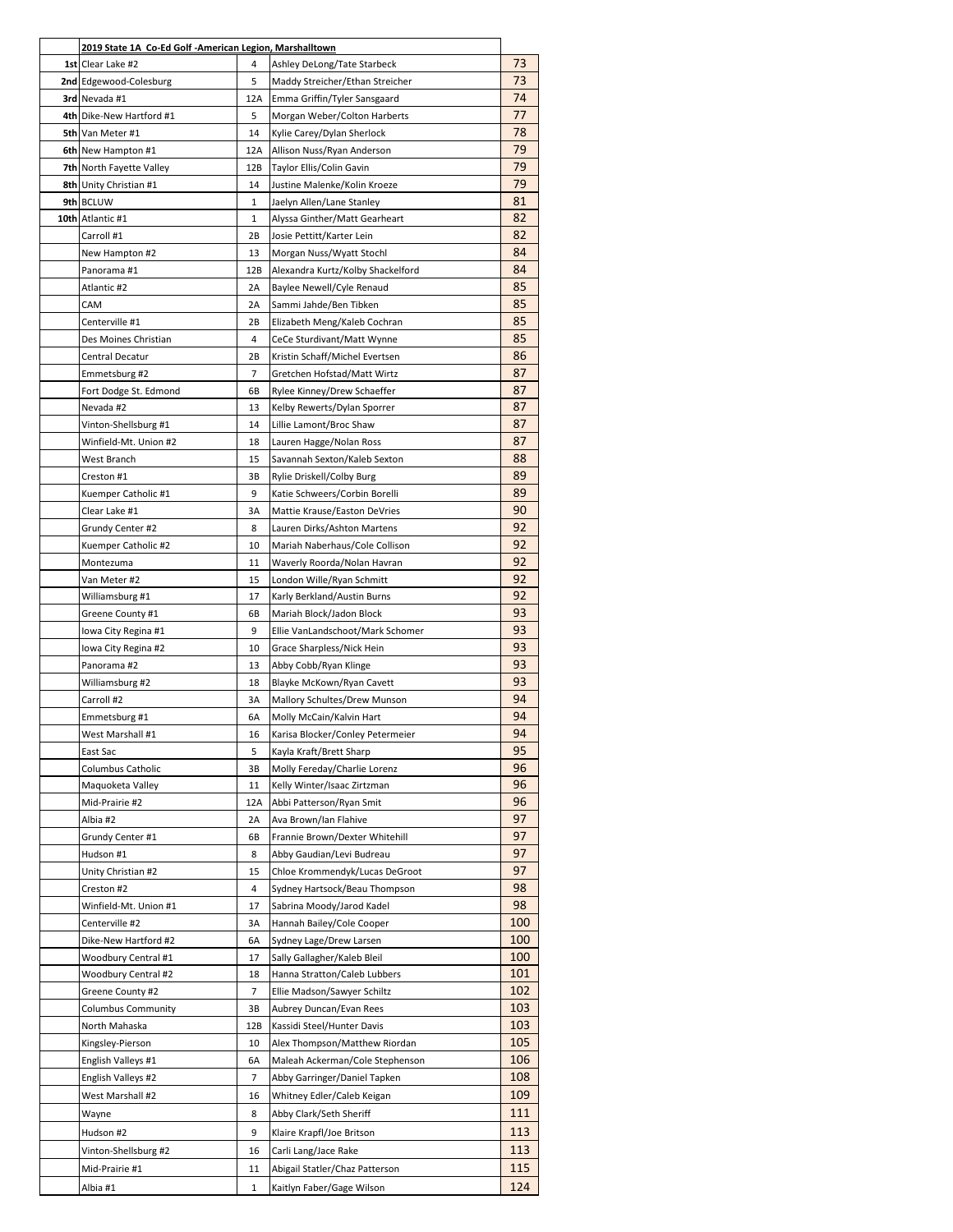| | 2019 State 1A Co-Ed Golf -American Legion, Marshalltown | | | |
|---|---|---|---|---|
| 1st | Clear Lake #2 | 4 | Ashley DeLong/Tate Starbeck | 73 |
| 2nd | Edgewood-Colesburg | 5 | Maddy Streicher/Ethan Streicher | 73 |
| 3rd | Nevada #1 | 12A | Emma Griffin/Tyler Sansgaard | 74 |
| 4th | Dike-New Hartford #1 | 5 | Morgan Weber/Colton Harberts | 77 |
| 5th | Van Meter #1 | 14 | Kylie Carey/Dylan Sherlock | 78 |
| 6th | New Hampton #1 | 12A | Allison Nuss/Ryan Anderson | 79 |
| 7th | North Fayette Valley | 12B | Taylor Ellis/Colin Gavin | 79 |
| 8th | Unity Christian #1 | 14 | Justine Malenke/Kolin Kroeze | 79 |
| 9th | BCLUW | 1 | Jaelyn Allen/Lane Stanley | 81 |
| 10th | Atlantic #1 | 1 | Alyssa Ginther/Matt Gearheart | 82 |
| | Carroll #1 | 2B | Josie Pettitt/Karter Lein | 82 |
| | New Hampton #2 | 13 | Morgan Nuss/Wyatt Stochl | 84 |
| | Panorama #1 | 12B | Alexandra Kurtz/Kolby Shackelford | 84 |
| | Atlantic #2 | 2A | Baylee Newell/Cyle Renaud | 85 |
| | CAM | 2A | Sammi Jahde/Ben Tibken | 85 |
| | Centerville #1 | 2B | Elizabeth Meng/Kaleb Cochran | 85 |
| | Des Moines Christian | 4 | CeCe Sturdivant/Matt Wynne | 85 |
| | Central Decatur | 2B | Kristin Schaff/Michel Evertsen | 86 |
| | Emmetsburg #2 | 7 | Gretchen Hofstad/Matt Wirtz | 87 |
| | Fort Dodge St. Edmond | 6B | Rylee Kinney/Drew Schaeffer | 87 |
| | Nevada #2 | 13 | Kelby Rewerts/Dylan Sporrer | 87 |
| | Vinton-Shellsburg #1 | 14 | Lillie Lamont/Broc Shaw | 87 |
| | Winfield-Mt. Union #2 | 18 | Lauren Hagge/Nolan Ross | 87 |
| | West Branch | 15 | Savannah Sexton/Kaleb Sexton | 88 |
| | Creston #1 | 3B | Rylie Driskell/Colby Burg | 89 |
| | Kuemper Catholic #1 | 9 | Katie Schweers/Corbin Borelli | 89 |
| | Clear Lake #1 | 3A | Mattie Krause/Easton DeVries | 90 |
| | Grundy Center #2 | 8 | Lauren Dirks/Ashton Martens | 92 |
| | Kuemper Catholic #2 | 10 | Mariah Naberhaus/Cole Collison | 92 |
| | Montezuma | 11 | Waverly Roorda/Nolan Havran | 92 |
| | Van Meter #2 | 15 | London Wille/Ryan Schmitt | 92 |
| | Williamsburg #1 | 17 | Karly Berkland/Austin Burns | 92 |
| | Greene County #1 | 6B | Mariah Block/Jadon Block | 93 |
| | Iowa City Regina #1 | 9 | Ellie VanLandschoot/Mark Schomer | 93 |
| | Iowa City Regina #2 | 10 | Grace Sharpless/Nick Hein | 93 |
| | Panorama #2 | 13 | Abby Cobb/Ryan Klinge | 93 |
| | Williamsburg #2 | 18 | Blayke McKown/Ryan Cavett | 93 |
| | Carroll #2 | 3A | Mallory Schultes/Drew Munson | 94 |
| | Emmetsburg #1 | 6A | Molly McCain/Kalvin Hart | 94 |
| | West Marshall #1 | 16 | Karisa Blocker/Conley Petermeier | 94 |
| | East Sac | 5 | Kayla Kraft/Brett Sharp | 95 |
| | Columbus Catholic | 3B | Molly Fereday/Charlie Lorenz | 96 |
| | Maquoketa Valley | 11 | Kelly Winter/Isaac Zirtzman | 96 |
| | Mid-Prairie #2 | 12A | Abbi Patterson/Ryan Smit | 96 |
| | Albia #2 | 2A | Ava Brown/Ian Flahive | 97 |
| | Grundy Center #1 | 6B | Frannie Brown/Dexter Whitehill | 97 |
| | Hudson #1 | 8 | Abby Gaudian/Levi Budreau | 97 |
| | Unity Christian #2 | 15 | Chloe Krommendyk/Lucas DeGroot | 97 |
| | Creston #2 | 4 | Sydney Hartsock/Beau Thompson | 98 |
| | Winfield-Mt. Union #1 | 17 | Sabrina Moody/Jarod Kadel | 98 |
| | Centerville #2 | 3A | Hannah Bailey/Cole Cooper | 100 |
| | Dike-New Hartford #2 | 6A | Sydney Lage/Drew Larsen | 100 |
| | Woodbury Central #1 | 17 | Sally Gallagher/Kaleb Bleil | 100 |
| | Woodbury Central #2 | 18 | Hanna Stratton/Caleb Lubbers | 101 |
| | Greene County #2 | 7 | Ellie Madson/Sawyer Schiltz | 102 |
| | Columbus Community | 3B | Aubrey Duncan/Evan Rees | 103 |
| | North Mahaska | 12B | Kassidi Steel/Hunter Davis | 103 |
| | Kingsley-Pierson | 10 | Alex Thompson/Matthew Riordan | 105 |
| | English Valleys #1 | 6A | Maleah Ackerman/Cole Stephenson | 106 |
| | English Valleys #2 | 7 | Abby Garringer/Daniel Tapken | 108 |
| | West Marshall #2 | 16 | Whitney Edler/Caleb Keigan | 109 |
| | Wayne | 8 | Abby Clark/Seth Sheriff | 111 |
| | Hudson #2 | 9 | Klaire Krapfl/Joe Britson | 113 |
| | Vinton-Shellsburg #2 | 16 | Carli Lang/Jace Rake | 113 |
| | Mid-Prairie #1 | 11 | Abigail Statler/Chaz Patterson | 115 |
| | Albia #1 | 1 | Kaitlyn Faber/Gage Wilson | 124 |